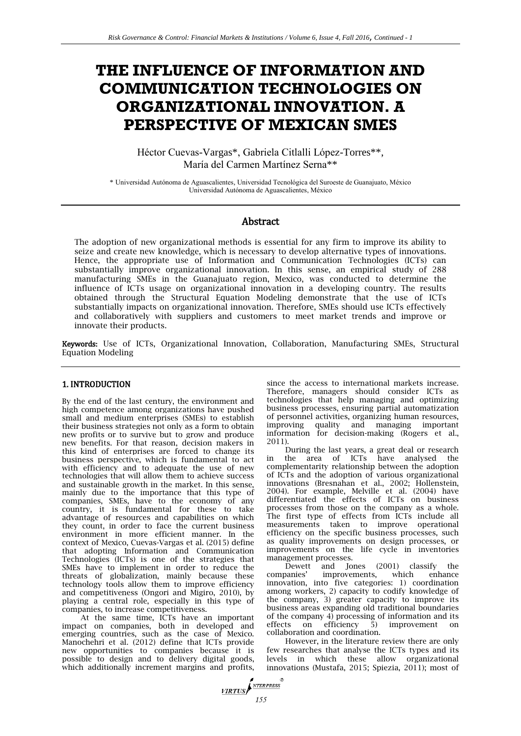# THE INFLUENCE OF INFORMATION AND COMMUNICATION TECHNOLOGIES ON ORGANIZATIONAL INNOVATION. A PERSPECTIVE OF MEXICAN SMES

Héctor Cuevas-Vargas*, Gabriela Citlalli López-Torres**, María del Carmen Martínez Serna**

\* Universidad Autónoma de Aguascalientes, Universidad Tecnológica del Suroeste de Guanajuato, México
Universidad Autónoma de Aguascalientes, México

## Abstract

The adoption of new organizational methods is essential for any firm to improve its ability to seize and create new knowledge, which is necessary to develop alternative types of innovations. Hence, the appropriate use of Information and Communication Technologies (ICTs) can substantially improve organizational innovation. In this sense, an empirical study of 288 manufacturing SMEs in the Guanajuato region, Mexico, was conducted to determine the influence of ICTs usage on organizational innovation in a developing country. The results obtained through the Structural Equation Modeling demonstrate that the use of ICTs substantially impacts on organizational innovation. Therefore, SMEs should use ICTs effectively and collaboratively with suppliers and customers to meet market trends and improve or innovate their products.

**Keywords:** Use of ICTs, Organizational Innovation, Collaboration, Manufacturing SMEs, Structural Equation Modeling

## 1. INTRODUCTION

By the end of the last century, the environment and high competence among organizations have pushed small and medium enterprises (SMEs) to establish their business strategies not only as a form to obtain new profits or to survive but to grow and produce new benefits. For that reason, decision makers in this kind of enterprises are forced to change its business perspective, which is fundamental to act with efficiency and to adequate the use of new technologies that will allow them to achieve success and sustainable growth in the market. In this sense, mainly due to the importance that this type of companies, SMEs, have to the economy of any country, it is fundamental for these to take advantage of resources and capabilities on which they count, in order to face the current business environment in more efficient manner. In the context of Mexico, Cuevas-Vargas et al. (2015) define that adopting Information and Communication Technologies (ICTs) is one of the strategies that SMEs have to implement in order to reduce the threats of globalization, mainly because these technology tools allow them to improve efficiency and competitiveness (Ongori and Migiro, 2010), by playing a central role, especially in this type of companies, to increase competitiveness.

At the same time, ICTs have an important impact on companies, both in developed and emerging countries, such as the case of Mexico. Manochehri et al. (2012) define that ICTs provide new opportunities to companies because it is possible to design and to delivery digital goods, which additionally increment margins and profits, since the access to international markets increase. Therefore, managers should consider ICTs as technologies that help managing and optimizing business processes, ensuring partial automatization of personnel activities, organizing human resources, improving quality and managing important information for decision-making (Rogers et al., 2011).

During the last years, a great deal or research in the area of ICTs have analysed the complementarity relationship between the adoption of ICTs and the adoption of various organizational innovations (Bresnahan et al., 2002; Hollenstein, 2004). For example, Melville et al. (2004) have differentiated the effects of ICTs on business processes from those on the company as a whole. The first type of effects from ICTs include all measurements taken to improve operational efficiency on the specific business processes, such as quality improvements on design processes, or improvements on the life cycle in inventories management processes.

Dewett and Jones (2001) classify the companies' improvements, which enhance innovation, into five categories: 1) coordination among workers, 2) capacity to codify knowledge of the company, 3) greater capacity to improve its business areas expanding old traditional boundaries of the company 4) processing of information and its effects on efficiency 5) improvement on collaboration and coordination.

However, in the literature review there are only few researches that analyse the ICTs types and its levels in which these allow organizational innovations (Mustafa, 2015; Spiezia, 2011); most of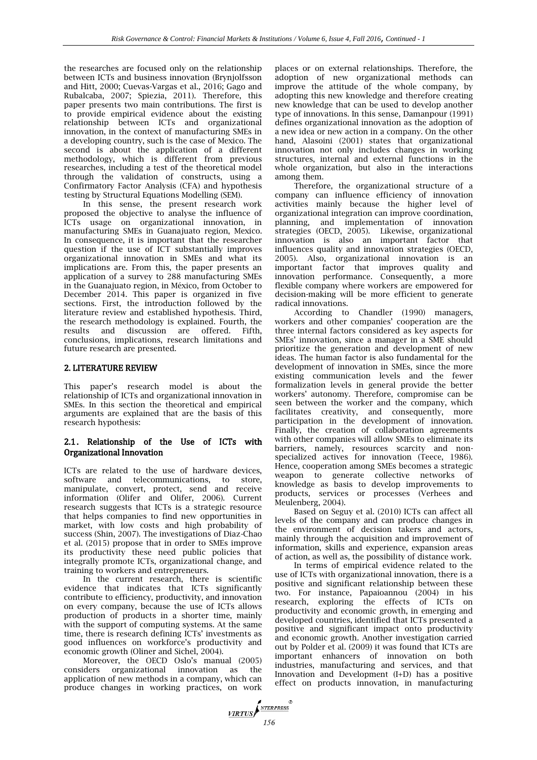the researches are focused only on the relationship between ICTs and business innovation (Brynjolfsson and Hitt, 2000; Cuevas-Vargas et al., 2016; Gago and Rubalcaba, 2007; Spiezia, 2011). Therefore, this paper presents two main contributions. The first is to provide empirical evidence about the existing relationship between ICTs and organizational innovation, in the context of manufacturing SMEs in a developing country, such is the case of Mexico. The second is about the application of a different methodology, which is different from previous researches, including a test of the theoretical model through the validation of constructs, using a Confirmatory Factor Analysis (CFA) and hypothesis testing by Structural Equations Modelling (SEM).

In this sense, the present research work proposed the objective to analyse the influence of ICTs usage on organizational innovation, in manufacturing SMEs in Guanajuato region, Mexico. In consequence, it is important that the researcher question if the use of ICT substantially improves organizational innovation in SMEs and what its implications are. From this, the paper presents an application of a survey to 288 manufacturing SMEs in the Guanajuato region, in México, from October to December 2014. This paper is organized in five sections. First, the introduction followed by the literature review and established hypothesis. Third, the research methodology is explained. Fourth, the results and discussion are offered. Fifth, conclusions, implications, research limitations and future research are presented.

## 2. LITERATURE REVIEW

This paper's research model is about the relationship of ICTs and organizational innovation in SMEs. In this section the theoretical and empirical arguments are explained that are the basis of this research hypothesis:

### 2.1. Relationship of the Use of ICTs with Organizational Innovation

ICTs are related to the use of hardware devices, software and telecommunications, to store, manipulate, convert, protect, send and receive information (Olifer and Olifer, 2006). Current research suggests that ICTs is a strategic resource that helps companies to find new opportunities in market, with low costs and high probability of success (Shin, 2007). The investigations of Diaz-Chao et al. (2015) propose that in order to SMEs improve its productivity these need public policies that integrally promote ICTs, organizational change, and training to workers and entrepreneurs.

In the current research, there is scientific evidence that indicates that ICTs significantly contribute to efficiency, productivity, and innovation on every company, because the use of ICTs allows production of products in a shorter time, mainly with the support of computing systems. At the same time, there is research defining ICTs' investments as good influences on workforce's productivity and economic growth (Oliner and Sichel, 2004).

Moreover, the OECD Oslo's manual (2005) considers organizational innovation as the application of new methods in a company, which can produce changes in working practices, on work places or on external relationships. Therefore, the adoption of new organizational methods can improve the attitude of the whole company, by adopting this new knowledge and therefore creating new knowledge that can be used to develop another type of innovations. In this sense, Damanpour (1991) defines organizational innovation as the adoption of a new idea or new action in a company. On the other hand, Alasoini (2001) states that organizational innovation not only includes changes in working structures, internal and external functions in the whole organization, but also in the interactions among them.

Therefore, the organizational structure of a company can influence efficiency of innovation activities mainly because the higher level of organizational integration can improve coordination, planning, and implementation of innovation strategies (OECD, 2005). Likewise, organizational innovation is also an important factor that influences quality and innovation strategies (OECD, 2005). Also, organizational innovation is an important factor that improves quality and innovation performance. Consequently, a more flexible company where workers are empowered for decision-making will be more efficient to generate radical innovations.

According to Chandler (1990) managers, workers and other companies' cooperation are the three internal factors considered as key aspects for SMEs' innovation, since a manager in a SME should prioritize the generation and development of new ideas. The human factor is also fundamental for the development of innovation in SMEs, since the more existing communication levels and the fewer formalization levels in general provide the better workers' autonomy. Therefore, compromise can be seen between the worker and the company, which facilitates creativity, and consequently, more participation in the development of innovation. Finally, the creation of collaboration agreements with other companies will allow SMEs to eliminate its barriers, namely, resources scarcity and non-specialized actives for innovation (Teece, 1986). Hence, cooperation among SMEs becomes a strategic weapon to generate collective networks of knowledge as basis to develop improvements to products, services or processes (Verhees and Meulenberg, 2004).

Based on Seguy et al. (2010) ICTs can affect all levels of the company and can produce changes in the environment of decision takers and actors, mainly through the acquisition and improvement of information, skills and experience, expansion areas of action, as well as, the possibility of distance work.

In terms of empirical evidence related to the use of ICTs with organizational innovation, there is a positive and significant relationship between these two. For instance, Papaioannou (2004) in his research, exploring the effects of ICTs on productivity and economic growth, in emerging and developed countries, identified that ICTs presented a positive and significant impact onto productivity and economic growth. Another investigation carried out by Polder et al. (2009) it was found that ICTs are important enhancers of innovation on both industries, manufacturing and services, and that Innovation and Development (I+D) has a positive effect on products innovation, in manufacturing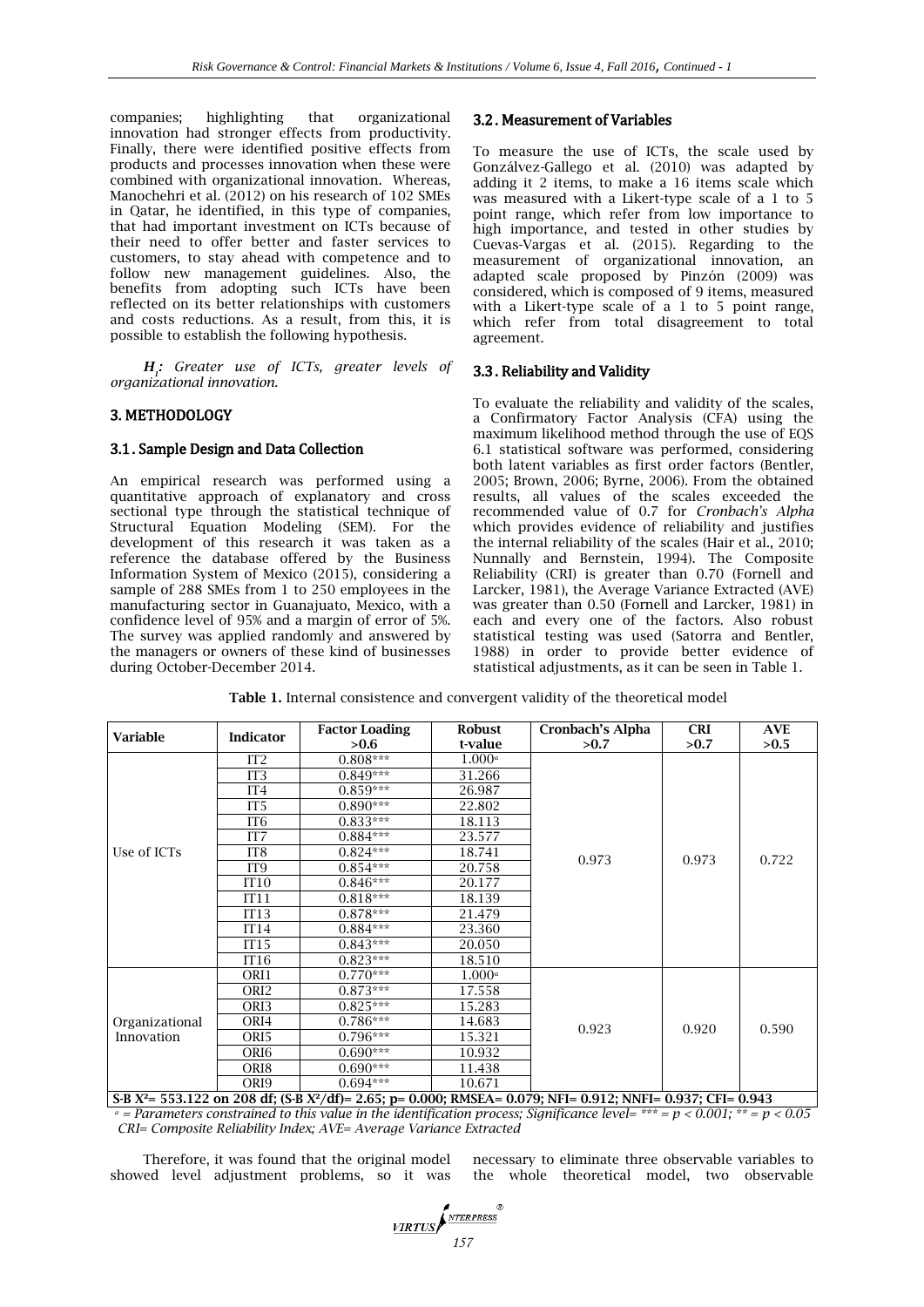companies; highlighting that organizational innovation had stronger effects from productivity. Finally, there were identified positive effects from products and processes innovation when these were combined with organizational innovation. Whereas, Manochehri et al. (2012) on his research of 102 SMEs in Qatar, he identified, in this type of companies, that had important investment on ICTs because of their need to offer better and faster services to customers, to stay ahead with competence and to follow new management guidelines. Also, the benefits from adopting such ICTs have been reflected on its better relationships with customers and costs reductions. As a result, from this, it is possible to establish the following hypothesis.

***$H_1$: Greater use of ICTs, greater levels of organizational innovation.***

## 3. METHODOLOGY

### 3.1. Sample Design and Data Collection

An empirical research was performed using a quantitative approach of explanatory and cross sectional type through the statistical technique of Structural Equation Modeling (SEM). For the development of this research it was taken as a reference the database offered by the Business Information System of Mexico (2015), considering a sample of 288 SMEs from 1 to 250 employees in the manufacturing sector in Guanajuato, Mexico, with a confidence level of 95% and a margin of error of 5%. The survey was applied randomly and answered by the managers or owners of these kind of businesses during October-December 2014.

### 3.2. Measurement of Variables

To measure the use of ICTs, the scale used by Gonzálvez-Gallego et al. (2010) was adapted by adding it 2 items, to make a 16 items scale which was measured with a Likert-type scale of a 1 to 5 point range, which refer from low importance to high importance, and tested in other studies by Cuevas-Vargas et al. (2015). Regarding to the measurement of organizational innovation, an adapted scale proposed by Pinzón (2009) was considered, which is composed of 9 items, measured with a Likert-type scale of a 1 to 5 point range, which refer from total disagreement to total agreement.

### 3.3. Reliability and Validity

To evaluate the reliability and validity of the scales, a Confirmatory Factor Analysis (CFA) using the maximum likelihood method through the use of EQS 6.1 statistical software was performed, considering both latent variables as first order factors (Bentler, 2005; Brown, 2006; Byrne, 2006). From the obtained results, all values of the scales exceeded the recommended value of 0.7 for *Cronbach's Alpha* which provides evidence of reliability and justifies the internal reliability of the scales (Hair et al., 2010; Nunnally and Bernstein, 1994). The Composite Reliability (CRI) is greater than 0.70 (Fornell and Larcker, 1981), the Average Variance Extracted (AVE) was greater than 0.50 (Fornell and Larcker, 1981) in each and every one of the factors. Also robust statistical testing was used (Satorra and Bentler, 1988) in order to provide better evidence of statistical adjustments, as it can be seen in Table 1.

**Table 1.** Internal consistence and convergent validity of the theoretical model

| Variable | Indicator | Factor Loading >0.6 | Robust t-value | Cronbach's Alpha >0.7 | CRI >0.7 | AVE >0.5 |
|---|---|---|---|---|---|---|
| Use of ICTs | IT2 | 0.808*** | 1.000[a] | 0.973 | 0.973 | 0.722 |
| | IT3 | 0.849*** | 31.266 | | | |
| | IT4 | 0.859*** | 26.987 | | | |
| | IT5 | 0.890*** | 22.802 | | | |
| | IT6 | 0.833*** | 18.113 | | | |
| | IT7 | 0.884*** | 23.577 | | | |
| | IT8 | 0.824*** | 18.741 | | | |
| | IT9 | 0.854*** | 20.758 | | | |
| | IT10 | 0.846*** | 20.177 | | | |
| | IT11 | 0.818*** | 18.139 | | | |
| | IT13 | 0.878*** | 21.479 | | | |
| | IT14 | 0.884*** | 23.360 | | | |
| | IT15 | 0.843*** | 20.050 | | | |
| | IT16 | 0.823*** | 18.510 | | | |
| Organizational Innovation | ORI1 | 0.770*** | 1.000[a] | 0.923 | 0.920 | 0.590 |
| | ORI2 | 0.873*** | 17.558 | | | |
| | ORI3 | 0.825*** | 15.283 | | | |
| | ORI4 | 0.786*** | 14.683 | | | |
| | ORI5 | 0.796*** | 15.321 | | | |
| | ORI6 | 0.690*** | 10.932 | | | |
| | ORI8 | 0.690*** | 11.438 | | | |
| | ORI9 | 0.694*** | 10.671 | | | |
| **S-B $X^2$= 553.122 on 208 df; (S-B $X^2$/df)= 2.65; p= 0.000; RMSEA= 0.079; NFI= 0.912; NNFI= 0.937; CFI= 0.943** | | | | | | |

*[a] = Parameters constrained to this value in the identification process; Significance level= *** = p < 0.001; ** = p < 0.05*
*CRI= Composite Reliability Index; AVE= Average Variance Extracted*

Therefore, it was found that the original model showed level adjustment problems, so it was necessary to eliminate three observable variables to the whole theoretical model, two observable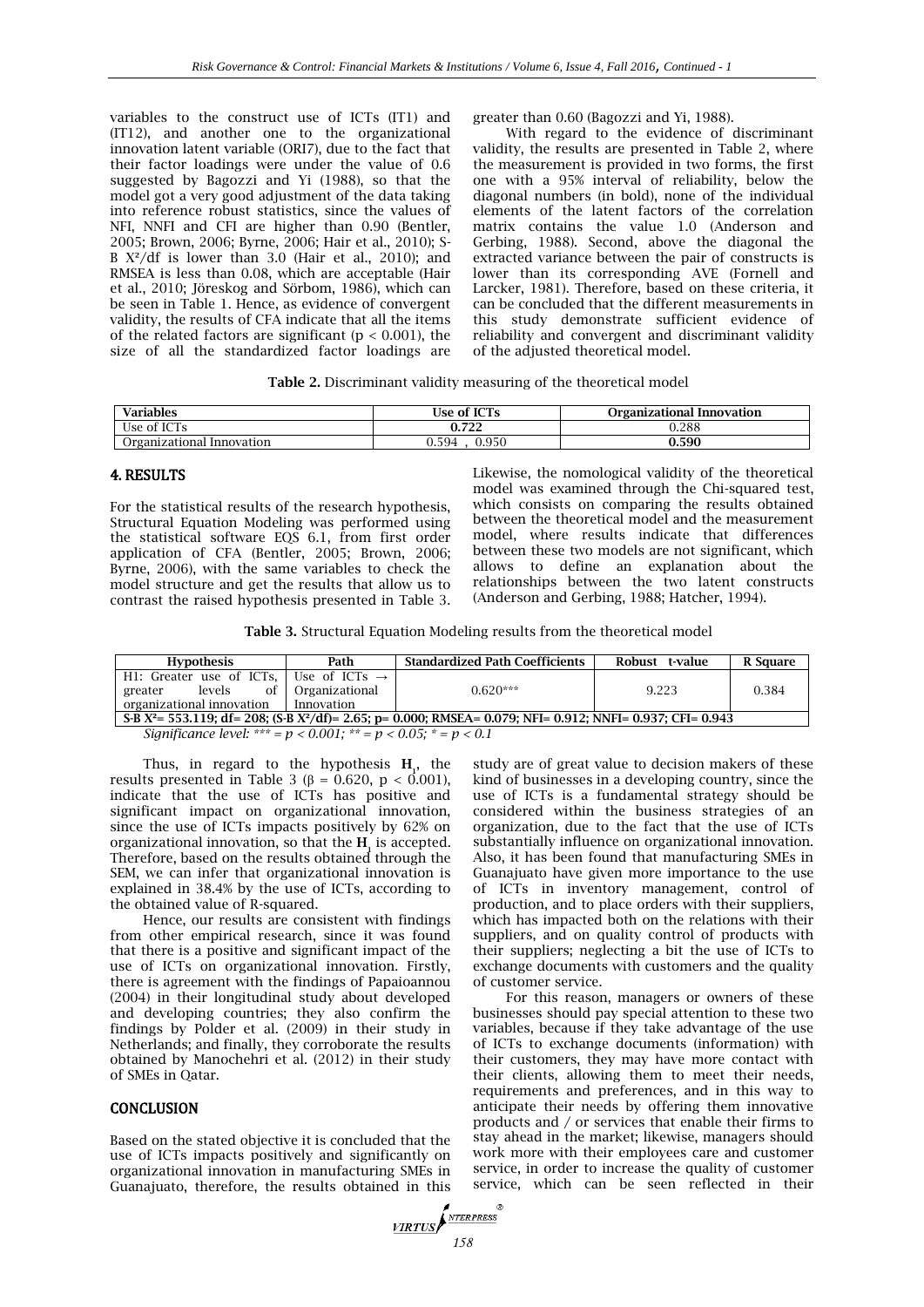variables to the construct use of ICTs (IT1) and (IT12), and another one to the organizational innovation latent variable (ORI7), due to the fact that their factor loadings were under the value of 0.6 suggested by Bagozzi and Yi (1988), so that the model got a very good adjustment of the data taking into reference robust statistics, since the values of NFI, NNFI and CFI are higher than 0.90 (Bentler, 2005; Brown, 2006; Byrne, 2006; Hair et al., 2010); S-B $X^2$/df is lower than 3.0 (Hair et al., 2010); and RMSEA is less than 0.08, which are acceptable (Hair et al., 2010; Jöreskog and Sörbom, 1986), which can be seen in Table 1. Hence, as evidence of convergent validity, the results of CFA indicate that all the items of the related factors are significant ($p < 0.001$), the size of all the standardized factor loadings are greater than 0.60 (Bagozzi and Yi, 1988).

With regard to the evidence of discriminant validity, the results are presented in Table 2, where the measurement is provided in two forms, the first one with a 95% interval of reliability, below the diagonal numbers (in bold), none of the individual elements of the latent factors of the correlation matrix contains the value 1.0 (Anderson and Gerbing, 1988). Second, above the diagonal the extracted variance between the pair of constructs is lower than its corresponding AVE (Fornell and Larcker, 1981). Therefore, based on these criteria, it can be concluded that the different measurements in this study demonstrate sufficient evidence of reliability and convergent and discriminant validity of the adjusted theoretical model.

**Table 2.** Discriminant validity measuring of the theoretical model

| Variables | Use of ICTs | Organizational Innovation |
|---|---|---|
| Use of ICTs | **0.722** | 0.288 |
| Organizational Innovation | 0.594 , 0.950 | **0.590** |

## 4. RESULTS

For the statistical results of the research hypothesis, Structural Equation Modeling was performed using the statistical software EQS 6.1, from first order application of CFA (Bentler, 2005; Brown, 2006; Byrne, 2006), with the same variables to check the model structure and get the results that allow us to contrast the raised hypothesis presented in Table 3. Likewise, the nomological validity of the theoretical model was examined through the Chi-squared test, which consists on comparing the results obtained between the theoretical model and the measurement model, where results indicate that differences between these two models are not significant, which allows to define an explanation about the relationships between the two latent constructs (Anderson and Gerbing, 1988; Hatcher, 1994).

**Table 3.** Structural Equation Modeling results from the theoretical model

| Hypothesis | Path | Standardized Path Coefficients | Robust t-value | R Square |
|---|---|---|---|---|
| H1: Greater use of ICTs, greater levels of organizational innovation | Use of ICTs → Organizational Innovation | 0.620*** | 9.223 | 0.384 |
| S-B $X^2$= 553.119; df= 208; (S-B $X^2$/df)= 2.65; p= 0.000; RMSEA= 0.079; NFI= 0.912; NNFI= 0.937; CFI= 0.943 | | | | |

*Significance level: *** = p < 0.001; ** = p < 0.05; * = p < 0.1*

Thus, in regard to the hypothesis $\mathbf{H}_1$, the results presented in Table 3 ($\beta = 0.620$, $p < 0.001$), indicate that the use of ICTs has positive and significant impact on organizational innovation, since the use of ICTs impacts positively by 62% on organizational innovation, so that the $\mathbf{H}_1$ is accepted. Therefore, based on the results obtained through the SEM, we can infer that organizational innovation is explained in 38.4% by the use of ICTs, according to the obtained value of R-squared.

Hence, our results are consistent with findings from other empirical research, since it was found that there is a positive and significant impact of the use of ICTs on organizational innovation. Firstly, there is agreement with the findings of Papaioannou (2004) in their longitudinal study about developed and developing countries; they also confirm the findings by Polder et al. (2009) in their study in Netherlands; and finally, they corroborate the results obtained by Manochehri et al. (2012) in their study of SMEs in Qatar.

## CONCLUSION

Based on the stated objective it is concluded that the use of ICTs impacts positively and significantly on organizational innovation in manufacturing SMEs in Guanajuato, therefore, the results obtained in this study are of great value to decision makers of these kind of businesses in a developing country, since the use of ICTs is a fundamental strategy should be considered within the business strategies of an organization, due to the fact that the use of ICTs substantially influence on organizational innovation. Also, it has been found that manufacturing SMEs in Guanajuato have given more importance to the use of ICTs in inventory management, control of production, and to place orders with their suppliers, which has impacted both on the relations with their suppliers, and on quality control of products with their suppliers; neglecting a bit the use of ICTs to exchange documents with customers and the quality of customer service.

For this reason, managers or owners of these businesses should pay special attention to these two variables, because if they take advantage of the use of ICTs to exchange documents (information) with their customers, they may have more contact with their clients, allowing them to meet their needs, requirements and preferences, and in this way to anticipate their needs by offering them innovative products and / or services that enable their firms to stay ahead in the market; likewise, managers should work more with their employees care and customer service, in order to increase the quality of customer service, which can be seen reflected in their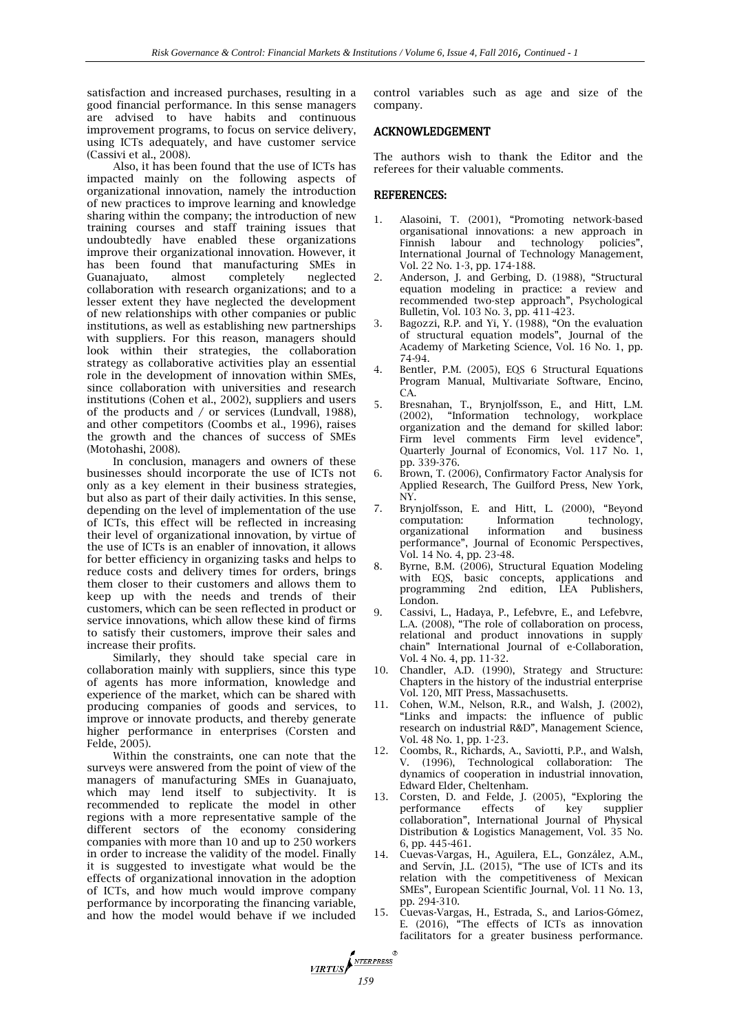satisfaction and increased purchases, resulting in a good financial performance. In this sense managers are advised to have habits and continuous improvement programs, to focus on service delivery, using ICTs adequately, and have customer service (Cassivi et al., 2008).

Also, it has been found that the use of ICTs has impacted mainly on the following aspects of organizational innovation, namely the introduction of new practices to improve learning and knowledge sharing within the company; the introduction of new training courses and staff training issues that undoubtedly have enabled these organizations improve their organizational innovation. However, it has been found that manufacturing SMEs in Guanajuato, almost completely neglected collaboration with research organizations; and to a lesser extent they have neglected the development of new relationships with other companies or public institutions, as well as establishing new partnerships with suppliers. For this reason, managers should look within their strategies, the collaboration strategy as collaborative activities play an essential role in the development of innovation within SMEs, since collaboration with universities and research institutions (Cohen et al., 2002), suppliers and users of the products and / or services (Lundvall, 1988), and other competitors (Coombs et al., 1996), raises the growth and the chances of success of SMEs (Motohashi, 2008).

In conclusion, managers and owners of these businesses should incorporate the use of ICTs not only as a key element in their business strategies, but also as part of their daily activities. In this sense, depending on the level of implementation of the use of ICTs, this effect will be reflected in increasing their level of organizational innovation, by virtue of the use of ICTs is an enabler of innovation, it allows for better efficiency in organizing tasks and helps to reduce costs and delivery times for orders, brings them closer to their customers and allows them to keep up with the needs and trends of their customers, which can be seen reflected in product or service innovations, which allow these kind of firms to satisfy their customers, improve their sales and increase their profits.

Similarly, they should take special care in collaboration mainly with suppliers, since this type of agents has more information, knowledge and experience of the market, which can be shared with producing companies of goods and services, to improve or innovate products, and thereby generate higher performance in enterprises (Corsten and Felde, 2005).

Within the constraints, one can note that the surveys were answered from the point of view of the managers of manufacturing SMEs in Guanajuato, which may lend itself to subjectivity. It is recommended to replicate the model in other regions with a more representative sample of the different sectors of the economy considering companies with more than 10 and up to 250 workers in order to increase the validity of the model. Finally it is suggested to investigate what would be the effects of organizational innovation in the adoption of ICTs, and how much would improve company performance by incorporating the financing variable, and how the model would behave if we included control variables such as age and size of the company.

## ACKNOWLEDGEMENT

The authors wish to thank the Editor and the referees for their valuable comments.

## REFERENCES:

1. Alasoini, T. (2001), "Promoting network-based organisational innovations: a new approach in Finnish labour and technology policies", International Journal of Technology Management, Vol. 22 No. 1-3, pp. 174-188.
2. Anderson, J. and Gerbing, D. (1988), "Structural equation modeling in practice: a review and recommended two-step approach", Psychological Bulletin, Vol. 103 No. 3, pp. 411-423.
3. Bagozzi, R.P. and Yi, Y. (1988), "On the evaluation of structural equation models", Journal of the Academy of Marketing Science, Vol. 16 No. 1, pp. 74-94.
4. Bentler, P.M. (2005), EQS 6 Structural Equations Program Manual, Multivariate Software, Encino, CA.
5. Bresnahan, T., Brynjolfsson, E., and Hitt, L.M. (2002), "Information technology, workplace organization and the demand for skilled labor: Firm level comments Firm level evidence", Quarterly Journal of Economics, Vol. 117 No. 1, pp. 339-376.
6. Brown, T. (2006), Confirmatory Factor Analysis for Applied Research, The Guilford Press, New York, NY.
7. Brynjolfsson, E. and Hitt, L. (2000), "Beyond computation: Information technology, organizational information and business performance", Journal of Economic Perspectives, Vol. 14 No. 4, pp. 23-48.
8. Byrne, B.M. (2006), Structural Equation Modeling with EQS, basic concepts, applications and programming 2nd edition, LEA Publishers, London.
9. Cassivi, L., Hadaya, P., Lefebvre, E., and Lefebvre, L.A. (2008), "The role of collaboration on process, relational and product innovations in supply chain" International Journal of e-Collaboration, Vol. 4 No. 4, pp. 11-32.
10. Chandler, A.D. (1990), Strategy and Structure: Chapters in the history of the industrial enterprise Vol. 120, MIT Press, Massachusetts.
11. Cohen, W.M., Nelson, R.R., and Walsh, J. (2002), "Links and impacts: the influence of public research on industrial R&D", Management Science, Vol. 48 No. 1, pp. 1-23.
12. Coombs, R., Richards, A., Saviotti, P.P., and Walsh, V. (1996), Technological collaboration: The dynamics of cooperation in industrial innovation, Edward Elder, Cheltenham.
13. Corsten, D. and Felde, J. (2005), "Exploring the performance effects of key supplier collaboration", International Journal of Physical Distribution & Logistics Management, Vol. 35 No. 6, pp. 445-461.
14. Cuevas-Vargas, H., Aguilera, E.L., González, A.M., and Servín, J.L. (2015), "The use of ICTs and its relation with the competitiveness of Mexican SMEs", European Scientific Journal, Vol. 11 No. 13, pp. 294-310.
15. Cuevas-Vargas, H., Estrada, S., and Larios-Gómez, E. (2016), "The effects of ICTs as innovation facilitators for a greater business performance.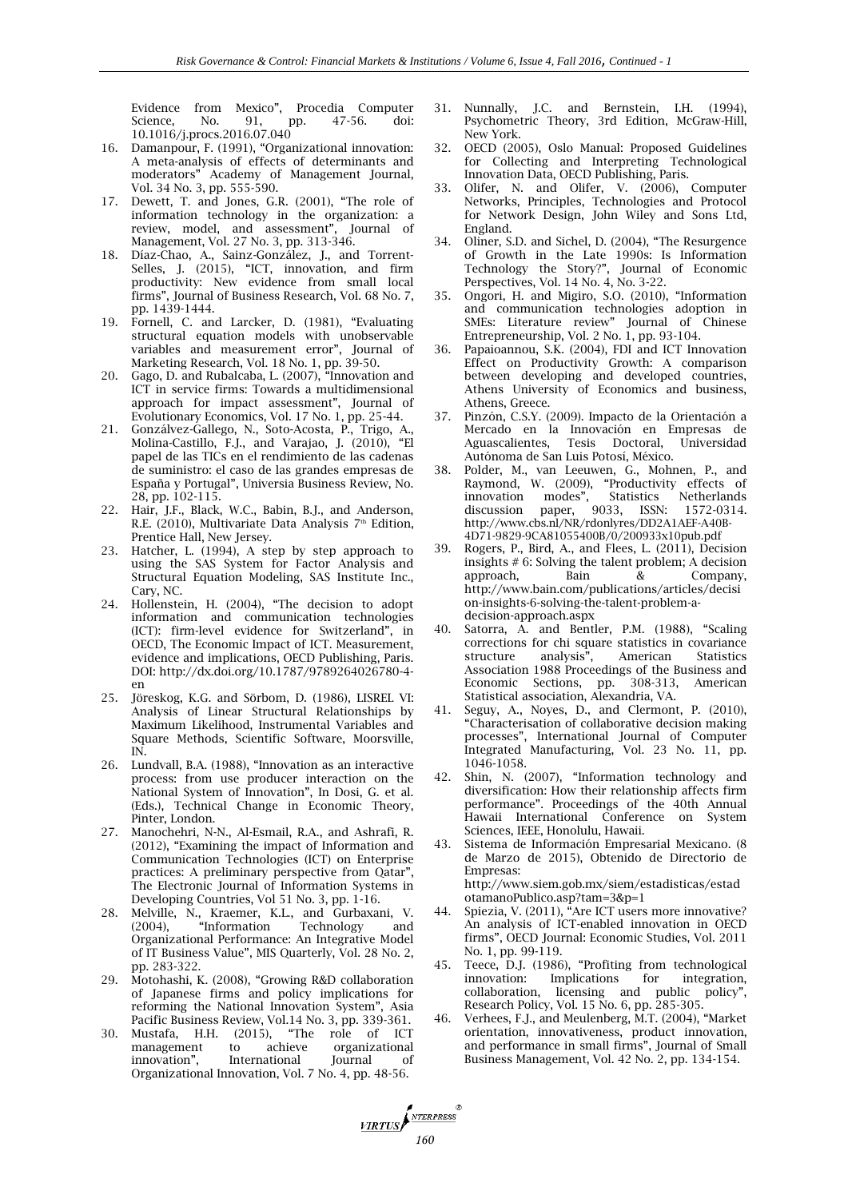Evidence from Mexico", Procedia Computer Science, No. 91, pp. 47-56. doi: 10.1016/j.procs.2016.07.040

16. Damanpour, F. (1991), "Organizational innovation: A meta-analysis of effects of determinants and moderators" Academy of Management Journal, Vol. 34 No. 3, pp. 555-590.
17. Dewett, T. and Jones, G.R. (2001), "The role of information technology in the organization: a review, model, and assessment", Journal of Management, Vol. 27 No. 3, pp. 313-346.
18. Díaz-Chao, A., Sainz-González, J., and Torrent-Selles, J. (2015), "ICT, innovation, and firm productivity: New evidence from small local firms", Journal of Business Research, Vol. 68 No. 7, pp. 1439-1444.
19. Fornell, C. and Larcker, D. (1981), "Evaluating structural equation models with unobservable variables and measurement error", Journal of Marketing Research, Vol. 18 No. 1, pp. 39-50.
20. Gago, D. and Rubalcaba, L. (2007), "Innovation and ICT in service firms: Towards a multidimensional approach for impact assessment", Journal of Evolutionary Economics, Vol. 17 No. 1, pp. 25-44.
21. Gonzálvez-Gallego, N., Soto-Acosta, P., Trigo, A., Molina-Castillo, F.J., and Varajao, J. (2010), "El papel de las TICs en el rendimiento de las cadenas de suministro: el caso de las grandes empresas de España y Portugal", Universia Business Review, No. 28, pp. 102-115.
22. Hair, J.F., Black, W.C., Babin, B.J., and Anderson, R.E. (2010), Multivariate Data Analysis 7th Edition, Prentice Hall, New Jersey.
23. Hatcher, L. (1994), A step by step approach to using the SAS System for Factor Analysis and Structural Equation Modeling, SAS Institute Inc., Cary, NC.
24. Hollenstein, H. (2004), "The decision to adopt information and communication technologies (ICT): firm-level evidence for Switzerland", in OECD, The Economic Impact of ICT. Measurement, evidence and implications, OECD Publishing, Paris. DOI: http://dx.doi.org/10.1787/9789264026780-4-en
25. Jöreskog, K.G. and Sörbom, D. (1986), LISREL VI: Analysis of Linear Structural Relationships by Maximum Likelihood, Instrumental Variables and Square Methods, Scientific Software, Moorsville, IN.
26. Lundvall, B.A. (1988), "Innovation as an interactive process: from use producer interaction on the National System of Innovation", In Dosi, G. et al. (Eds.), Technical Change in Economic Theory, Pinter, London.
27. Manochehri, N-N., Al-Esmail, R.A., and Ashrafi, R. (2012), "Examining the impact of Information and Communication Technologies (ICT) on Enterprise practices: A preliminary perspective from Qatar", The Electronic Journal of Information Systems in Developing Countries, Vol 51 No. 3, pp. 1-16.
28. Melville, N., Kraemer, K.L., and Gurbaxani, V. (2004), "Information Technology and Organizational Performance: An Integrative Model of IT Business Value", MIS Quarterly, Vol. 28 No. 2, pp. 283-322.
29. Motohashi, K. (2008), "Growing R&D collaboration of Japanese firms and policy implications for reforming the National Innovation System", Asia Pacific Business Review, Vol.14 No. 3, pp. 339-361.
30. Mustafa, H.H. (2015), "The role of ICT management to achieve organizational innovation", International Journal of Organizational Innovation, Vol. 7 No. 4, pp. 48-56.
31. Nunnally, J.C. and Bernstein, I.H. (1994), Psychometric Theory, 3rd Edition, McGraw-Hill, New York.
32. OECD (2005), Oslo Manual: Proposed Guidelines for Collecting and Interpreting Technological Innovation Data, OECD Publishing, Paris.
33. Olifer, N. and Olifer, V. (2006), Computer Networks, Principles, Technologies and Protocol for Network Design, John Wiley and Sons Ltd, England.
34. Oliner, S.D. and Sichel, D. (2004), "The Resurgence of Growth in the Late 1990s: Is Information Technology the Story?", Journal of Economic Perspectives, Vol. 14 No. 4, No. 3-22.
35. Ongori, H. and Migiro, S.O. (2010), "Information and communication technologies adoption in SMEs: Literature review" Journal of Chinese Entrepreneurship, Vol. 2 No. 1, pp. 93-104.
36. Papaioannou, S.K. (2004), FDI and ICT Innovation Effect on Productivity Growth: A comparison between developing and developed countries, Athens University of Economics and business, Athens, Greece.
37. Pinzón, C.S.Y. (2009). Impacto de la Orientación a Mercado en la Innovación en Empresas de Aguascalientes, Tesis Doctoral, Universidad Autónoma de San Luis Potosí, México.
38. Polder, M., van Leeuwen, G., Mohnen, P., and Raymond, W. (2009), "Productivity effects of innovation modes", Statistics Netherlands discussion paper, 9033, ISSN: 1572-0314. http://www.cbs.nl/NR/rdonlyres/DD2A1AEF-A40B-4D71-9829-9CA81055400B/0/200933x10pub.pdf
39. Rogers, P., Bird, A., and Flees, L. (2011), Decision insights # 6: Solving the talent problem; A decision approach, Bain & Company, http://www.bain.com/publications/articles/decision-insights-6-solving-the-talent-problem-a-decision-approach.aspx
40. Satorra, A. and Bentler, P.M. (1988), "Scaling corrections for chi square statistics in covariance structure analysis", American Statistics Association 1988 Proceedings of the Business and Economic Sections, pp. 308-313, American Statistical association, Alexandria, VA.
41. Seguy, A., Noyes, D., and Clermont, P. (2010), "Characterisation of collaborative decision making processes", International Journal of Computer Integrated Manufacturing, Vol. 23 No. 11, pp. 1046-1058.
42. Shin, N. (2007), "Information technology and diversification: How their relationship affects firm performance". Proceedings of the 40th Annual Hawaii International Conference on System Sciences, IEEE, Honolulu, Hawaii.
43. Sistema de Información Empresarial Mexicano. (8 de Marzo de 2015), Obtenido de Directorio de Empresas: http://www.siem.gob.mx/siem/estadisticas/estadotamanoPublico.asp?tam=3&p=1
44. Spiezia, V. (2011), "Are ICT users more innovative? An analysis of ICT-enabled innovation in OECD firms", OECD Journal: Economic Studies, Vol. 2011 No. 1, pp. 99-119.
45. Teece, D.J. (1986), "Profiting from technological innovation: Implications for integration, collaboration, licensing and public policy", Research Policy, Vol. 15 No. 6, pp. 285-305.
46. Verhees, F.J., and Meulenberg, M.T. (2004), "Market orientation, innovativeness, product innovation, and performance in small firms", Journal of Small Business Management, Vol. 42 No. 2, pp. 134-154.